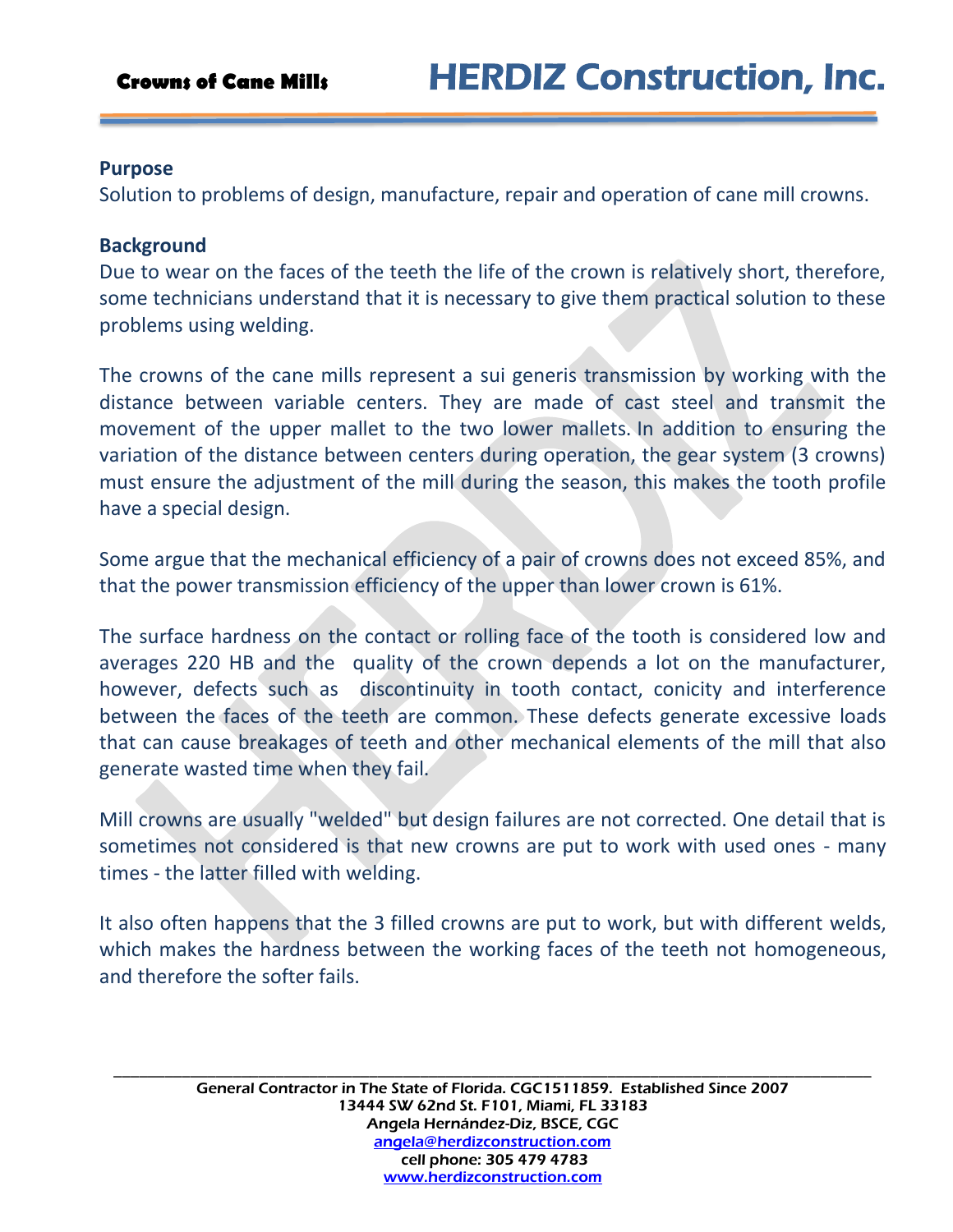## Purpose

Solution to problems of design, manufacture, repair and operation of cane mill crowns.

## Background

Due to wear on the faces of the teeth the life of the crown is relatively short, therefore, some technicians understand that it is necessary to give them practical solution to these problems using welding.

The crowns of the cane mills represent a sui generis transmission by working with the distance between variable centers. They are made of cast steel and transmit the movement of the upper mallet to the two lower mallets. In addition to ensuring the variation of the distance between centers during operation, the gear system (3 crowns) must ensure the adjustment of the mill during the season, this makes the tooth profile have a special design.

Some argue that the mechanical efficiency of a pair of crowns does not exceed 85%, and that the power transmission efficiency of the upper than lower crown is 61%.

The surface hardness on the contact or rolling face of the tooth is considered low and averages 220 HB and the quality of the crown depends a lot on the manufacturer, however, defects such as discontinuity in tooth contact, conicity and interference between the faces of the teeth are common. These defects generate excessive loads that can cause breakages of teeth and other mechanical elements of the mill that also generate wasted time when they fail.

Mill crowns are usually "welded" but design failures are not corrected. One detail that is sometimes not considered is that new crowns are put to work with used ones - many times - the latter filled with welding.

It also often happens that the 3 filled crowns are put to work, but with different welds, which makes the hardness between the working faces of the teeth not homogeneous, and therefore the softer fails.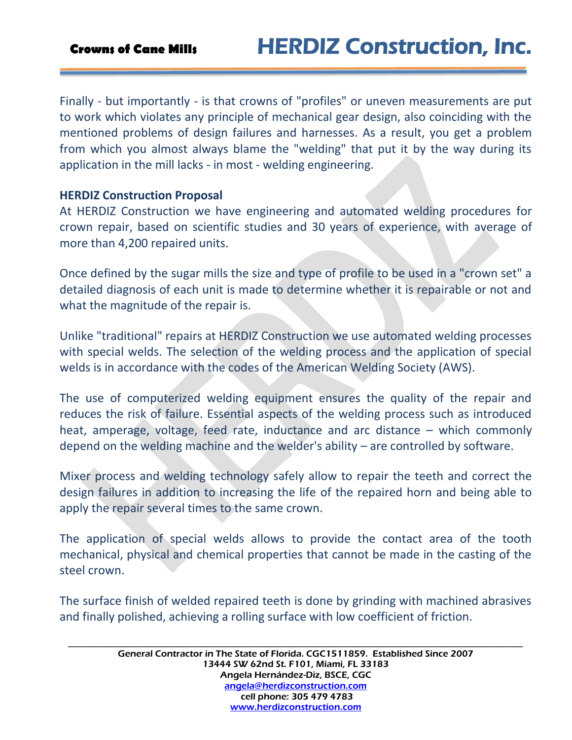Finally - but importantly - is that crowns of "profiles" or uneven measurements are put to work which violates any principle of mechanical gear design, also coinciding with the mentioned problems of design failures and harnesses. As a result, you get a problem from which you almost always blame the "welding" that put it by the way during its application in the mill lacks - in most - welding engineering.

**HERDIZ Construction Proposal**

At HERDIZ Construction we have engineering and automated welding procedures for crown repair, based on scientific studies and 30 years of experience, with average of more than 4,200 repaired units.

Once defined by the sugar mills the size and type of profile to be used in a "crown set" a detailed diagnosis of each unit is made to determine whether it is repairable or not and what the magnitude of the repair is.

Unlike "traditional" repairs at HERDIZ Construction we use automated welding processes with special welds. The selection of the welding process and the application of special welds is in accordance with the codes of the American Welding Society (AWS).

The use of computerized welding equipment ensures the quality of the repair and reduces the risk of failure. Essential aspects of the welding process such as introduced heat, amperage, voltage, feed rate, inductance and arc distance – which commonly depend on the welding machine and the welder's ability – are controlled by software.

Mixer process and welding technology safely allow to repair the teeth and correct the design failures in addition to increasing the life of the repaired horn and being able to apply the repair several times to the same crown.

The application of special welds allows to provide the contact area of the tooth mechanical, physical and chemical properties that cannot be made in the casting of the steel crown.

The surface finish of welded repaired teeth is done by grinding with machined abrasives and finally polished, achieving a rolling surface with low coefficient of friction.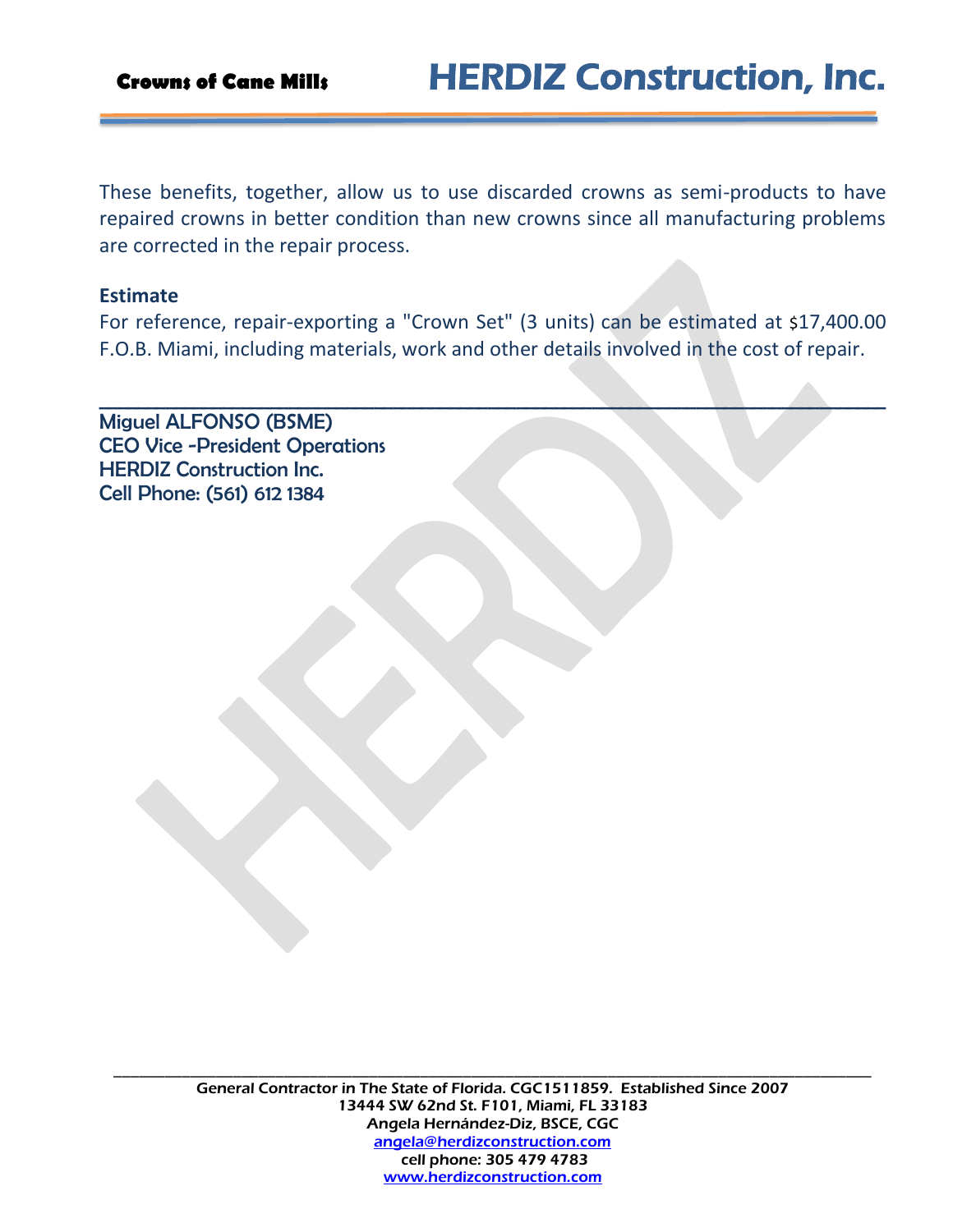These benefits, together, allow us to use discarded crowns as semi-products to have repaired crowns in better condition than new crowns since all manufacturing problems are corrected in the repair process.

**Estimate**

For reference, repair-exporting a "Crown Set" (3 units) can be estimated at $17,400.00 F.O.B. Miami, including materials, work and other details involved in the cost of repair.

---

Miguel ALFONSO (BSME)
CEO Vice -President Operations
HERDIZ Construction Inc.
Cell Phone: (561) 612 1384